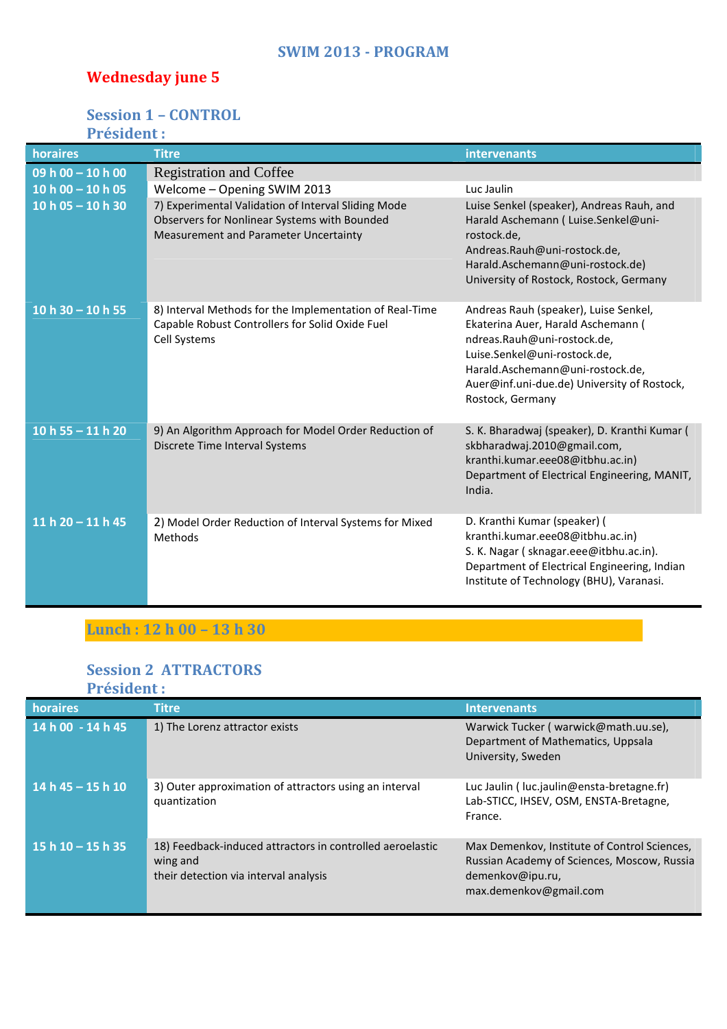# SWIM 2013 - PROGRAM

## Wednesday june 5

### Session 1 – CONTROL

### Président :

| horaires | Titre | intervenants |
|---|---|---|
| 09 h 00 – 10 h 00 | Registration and Coffee | |
| 10 h 00 – 10 h 05 | Welcome – Opening SWIM 2013 | Luc Jaulin |
| 10 h 05 – 10 h 30 | 7) Experimental Validation of Interval Sliding Mode Observers for Nonlinear Systems with Bounded Measurement and Parameter Uncertainty | Luise Senkel (speaker), Andreas Rauh, and Harald Aschemann ( Luise.Senkel@uni-rostock.de, Andreas.Rauh@uni-rostock.de, Harald.Aschemann@uni-rostock.de) University of Rostock, Rostock, Germany |
| 10 h 30 – 10 h 55 | 8) Interval Methods for the Implementation of Real-Time Capable Robust Controllers for Solid Oxide Fuel Cell Systems | Andreas Rauh (speaker), Luise Senkel, Ekaterina Auer, Harald Aschemann ( ndreas.Rauh@uni-rostock.de, Luise.Senkel@uni-rostock.de, Harald.Aschemann@uni-rostock.de, Auer@inf.uni-due.de) University of Rostock, Rostock, Germany |
| 10 h 55 – 11 h 20 | 9) An Algorithm Approach for Model Order Reduction of Discrete Time Interval Systems | S. K. Bharadwaj (speaker), D. Kranthi Kumar ( skbharadwaj.2010@gmail.com, kranthi.kumar.eee08@itbhu.ac.in) Department of Electrical Engineering, MANIT, India. |
| 11 h 20 – 11 h 45 | 2) Model Order Reduction of Interval Systems for Mixed Methods | D. Kranthi Kumar (speaker) ( kranthi.kumar.eee08@itbhu.ac.in) S. K. Nagar ( sknagar.eee@itbhu.ac.in). Department of Electrical Engineering, Indian Institute of Technology (BHU), Varanasi. |

**Lunch : 12 h 00 – 13 h 30**

### Session 2 ATTRACTORS

### Président :

| horaires | Titre | Intervenants |
|---|---|---|
| 14 h 00 - 14 h 45 | 1) The Lorenz attractor exists | Warwick Tucker ( warwick@math.uu.se), Department of Mathematics, Uppsala University, Sweden |
| 14 h 45 – 15 h 10 | 3) Outer approximation of attractors using an interval quantization | Luc Jaulin ( luc.jaulin@ensta-bretagne.fr) Lab-STICC, IHSEV, OSM, ENSTA-Bretagne, France. |
| 15 h 10 – 15 h 35 | 18) Feedback-induced attractors in controlled aeroelastic wing and their detection via interval analysis | Max Demenkov, Institute of Control Sciences, Russian Academy of Sciences, Moscow, Russia demenkov@ipu.ru, max.demenkov@gmail.com |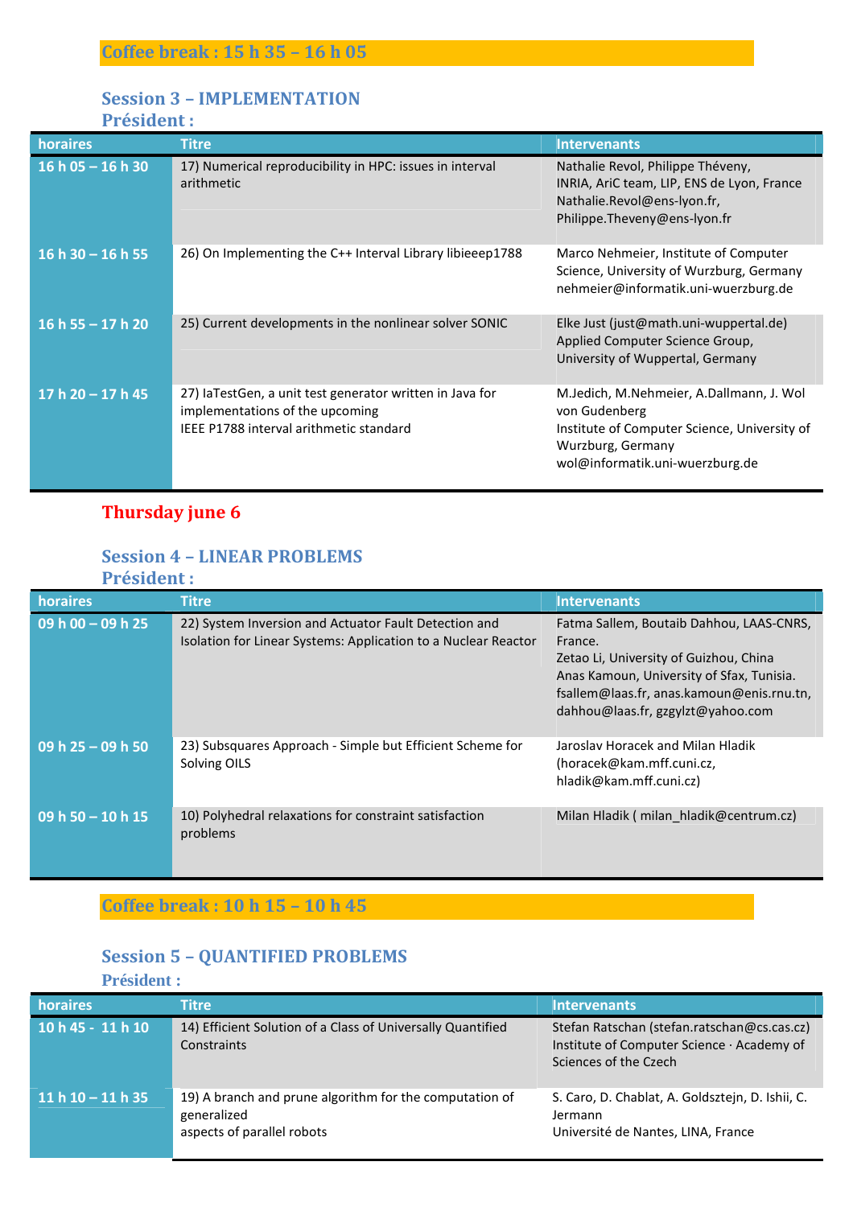**Coffee break : 15 h 35 – 16 h 05**

## Session 3 – IMPLEMENTATION

**Président :**

| horaires | Titre | Intervenants |
|---|---|---|
| 16 h 05 – 16 h 30 | 17) Numerical reproducibility in HPC: issues in interval arithmetic | Nathalie Revol, Philippe Théveny, INRIA, AriC team, LIP, ENS de Lyon, France Nathalie.Revol@ens-lyon.fr, Philippe.Theveny@ens-lyon.fr |
| 16 h 30 – 16 h 55 | 26) On Implementing the C++ Interval Library libieeep1788 | Marco Nehmeier, Institute of Computer Science, University of Wurzburg, Germany nehmeier@informatik.uni-wuerzburg.de |
| 16 h 55 – 17 h 20 | 25) Current developments in the nonlinear solver SONIC | Elke Just (just@math.uni-wuppertal.de) Applied Computer Science Group, University of Wuppertal, Germany |
| 17 h 20 – 17 h 45 | 27) IaTestGen, a unit test generator written in Java for implementations of the upcoming IEEE P1788 interval arithmetic standard | M.Jedich, M.Nehmeier, A.Dallmann, J. Wol von Gudenberg Institute of Computer Science, University of Wurzburg, Germany wol@informatik.uni-wuerzburg.de |

# Thursday june 6

## Session 4 – LINEAR PROBLEMS

**Président :**

| horaires | Titre | Intervenants |
|---|---|---|
| 09 h 00 – 09 h 25 | 22) System Inversion and Actuator Fault Detection and Isolation for Linear Systems: Application to a Nuclear Reactor | Fatma Sallem, Boutaib Dahhou, LAAS-CNRS, France. Zetao Li, University of Guizhou, China Anas Kamoun, University of Sfax, Tunisia. fsallem@laas.fr, anas.kamoun@enis.rnu.tn, dahhou@laas.fr, gzgylzt@yahoo.com |
| 09 h 25 – 09 h 50 | 23) Subsquares Approach - Simple but Efficient Scheme for Solving OILS | Jaroslav Horacek and Milan Hladik (horacek@kam.mff.cuni.cz, hladik@kam.mff.cuni.cz) |
| 09 h 50 – 10 h 15 | 10) Polyhedral relaxations for constraint satisfaction problems | Milan Hladik ( milan_hladik@centrum.cz) |

**Coffee break : 10 h 15 – 10 h 45**

## Session 5 – QUANTIFIED PROBLEMS

**Président :**

| horaires | Titre | Intervenants |
|---|---|---|
| 10 h 45 - 11 h 10 | 14) Efficient Solution of a Class of Universally Quantified Constraints | Stefan Ratschan (stefan.ratschan@cs.cas.cz) Institute of Computer Science · Academy of Sciences of the Czech |
| 11 h 10 – 11 h 35 | 19) A branch and prune algorithm for the computation of generalized aspects of parallel robots | S. Caro, D. Chablat, A. Goldsztejn, D. Ishii, C. Jermann Université de Nantes, LINA, France |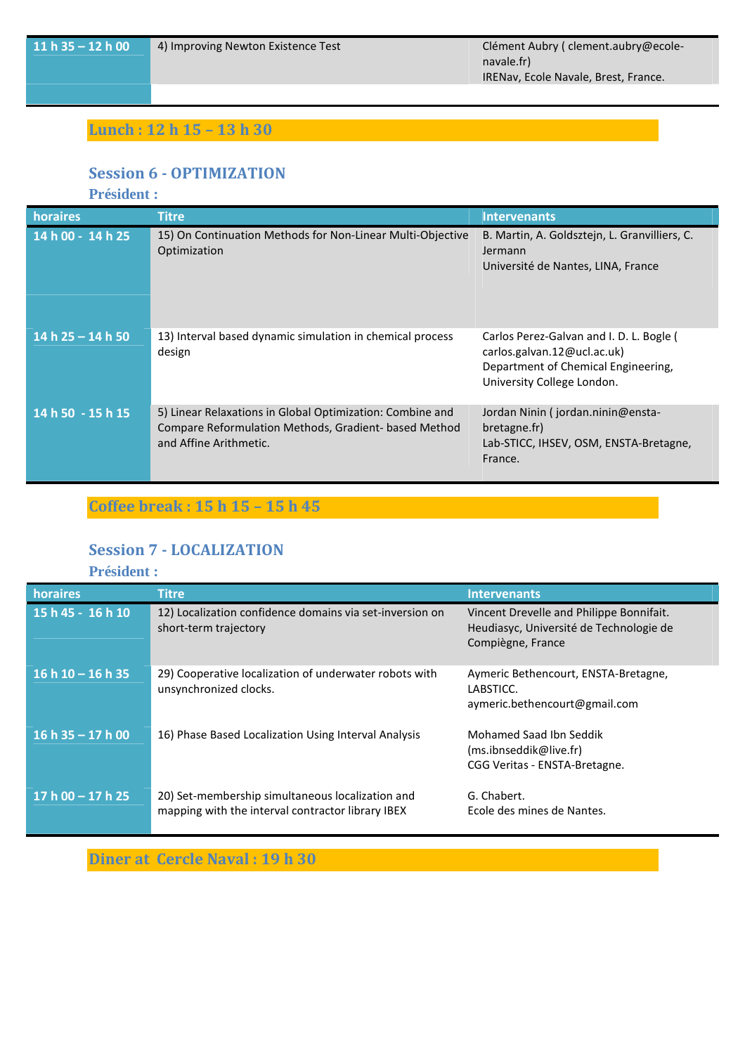| | | |
|---|---|---|
| 11 h 35 – 12 h 00 | 4) Improving Newton Existence Test | Clément Aubry ( clement.aubry@ecole-navale.fr) IRENav, Ecole Navale, Brest, France. |

**Lunch : 12 h 15 – 13 h 30**

### Session 6 - OPTIMIZATION

**Président :**

| horaires | Titre | Intervenants |
|---|---|---|
| 14 h 00 - 14 h 25 | 15) On Continuation Methods for Non-Linear Multi-Objective Optimization | B. Martin, A. Goldsztejn, L. Granvilliers, C. Jermann<br>Université de Nantes, LINA, France |
| 14 h 25 – 14 h 50 | 13) Interval based dynamic simulation in chemical process design | Carlos Perez-Galvan and I. D. L. Bogle ( carlos.galvan.12@ucl.ac.uk)<br>Department of Chemical Engineering, University College London. |
| 14 h 50 - 15 h 15 | 5) Linear Relaxations in Global Optimization: Combine and Compare Reformulation Methods, Gradient- based Method and Affine Arithmetic. | Jordan Ninin ( jordan.ninin@ensta-bretagne.fr)<br>Lab-STICC, IHSEV, OSM, ENSTA-Bretagne, France. |

**Coffee break : 15 h 15 – 15 h 45**

### Session 7 - LOCALIZATION

**Président :**

| horaires | Titre | Intervenants |
|---|---|---|
| 15 h 45 - 16 h 10 | 12) Localization confidence domains via set-inversion on short-term trajectory | Vincent Drevelle and Philippe Bonnifait.<br>Heudiasyc, Université de Technologie de Compiègne, France |
| 16 h 10 – 16 h 35 | 29) Cooperative localization of underwater robots with unsynchronized clocks. | Aymeric Bethencourt, ENSTA-Bretagne, LABSTICC.<br>aymeric.bethencourt@gmail.com |
| 16 h 35 – 17 h 00 | 16) Phase Based Localization Using Interval Analysis | Mohamed Saad Ibn Seddik (ms.ibnseddik@live.fr)<br>CGG Veritas - ENSTA-Bretagne. |
| 17 h 00 – 17 h 25 | 20) Set-membership simultaneous localization and mapping with the interval contractor library IBEX | G. Chabert.<br>Ecole des mines de Nantes. |

**Diner at Cercle Naval : 19 h 30**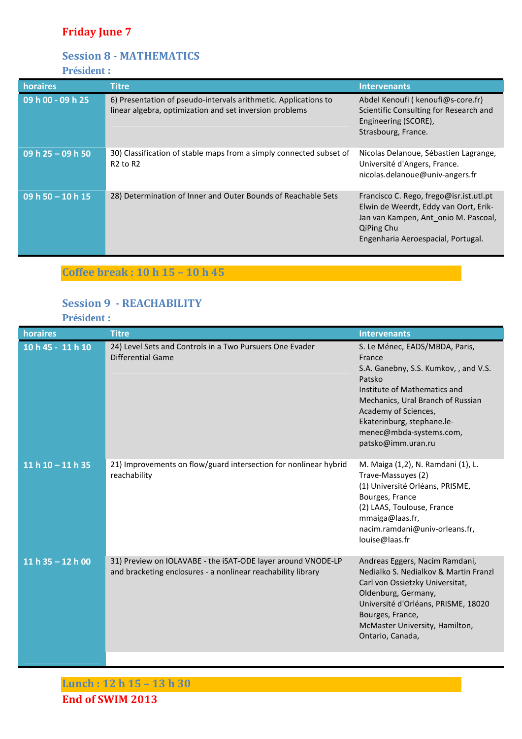**Friday June 7**

## Session 8 - MATHEMATICS

**Président :**

| horaires | Titre | Intervenants |
| --- | --- | --- |
| 09 h 00 - 09 h 25 | 6) Presentation of pseudo-intervals arithmetic. Applications to linear algebra, optimization and set inversion problems | Abdel Kenoufi ( kenoufi@s-core.fr) Scientific Consulting for Research and Engineering (SCORE), Strasbourg, France. |
| 09 h 25 – 09 h 50 | 30) Classification of stable maps from a simply connected subset of R2 to R2 | Nicolas Delanoue, Sébastien Lagrange, Université d'Angers, France. nicolas.delanoue@univ-angers.fr |
| 09 h 50 – 10 h 15 | 28) Determination of Inner and Outer Bounds of Reachable Sets | Francisco C. Rego, frego@isr.ist.utl.pt Elwin de Weerdt, Eddy van Oort, Erik-Jan van Kampen, Ant_onio M. Pascoal, QiPing Chu Engenharia Aeroespacial, Portugal. |

**Coffee break : 10 h 15 – 10 h 45**

## Session 9 - REACHABILITY

**Président :**

| horaires | Titre | Intervenants |
| --- | --- | --- |
| 10 h 45 - 11 h 10 | 24) Level Sets and Controls in a Two Pursuers One Evader Differential Game | S. Le Ménec, EADS/MBDA, Paris, France S.A. Ganebny, S.S. Kumkov, , and V.S. Patsko Institute of Mathematics and Mechanics, Ural Branch of Russian Academy of Sciences, Ekaterinburg, stephane.le-menec@mbda-systems.com, patsko@imm.uran.ru |
| 11 h 10 – 11 h 35 | 21) Improvements on flow/guard intersection for nonlinear hybrid reachability | M. Maiga (1,2), N. Ramdani (1), L. Trave-Massuyes (2) (1) Université Orléans, PRISME, Bourges, France (2) LAAS, Toulouse, France mmaiga@laas.fr, nacim.ramdani@univ-orleans.fr, louise@laas.fr |
| 11 h 35 – 12 h 00 | 31) Preview on IOLAVABE - the iSAT-ODE layer around VNODE-LP and bracketing enclosures - a nonlinear reachability library | Andreas Eggers, Nacim Ramdani, Nedialko S. Nedialkov & Martin Franzl Carl von Ossietzky Universitat, Oldenburg, Germany, Université d'Orléans, PRISME, 18020 Bourges, France, McMaster University, Hamilton, Ontario, Canada, |

**Lunch : 12 h 15 – 13 h 30**

**End of SWIM 2013**